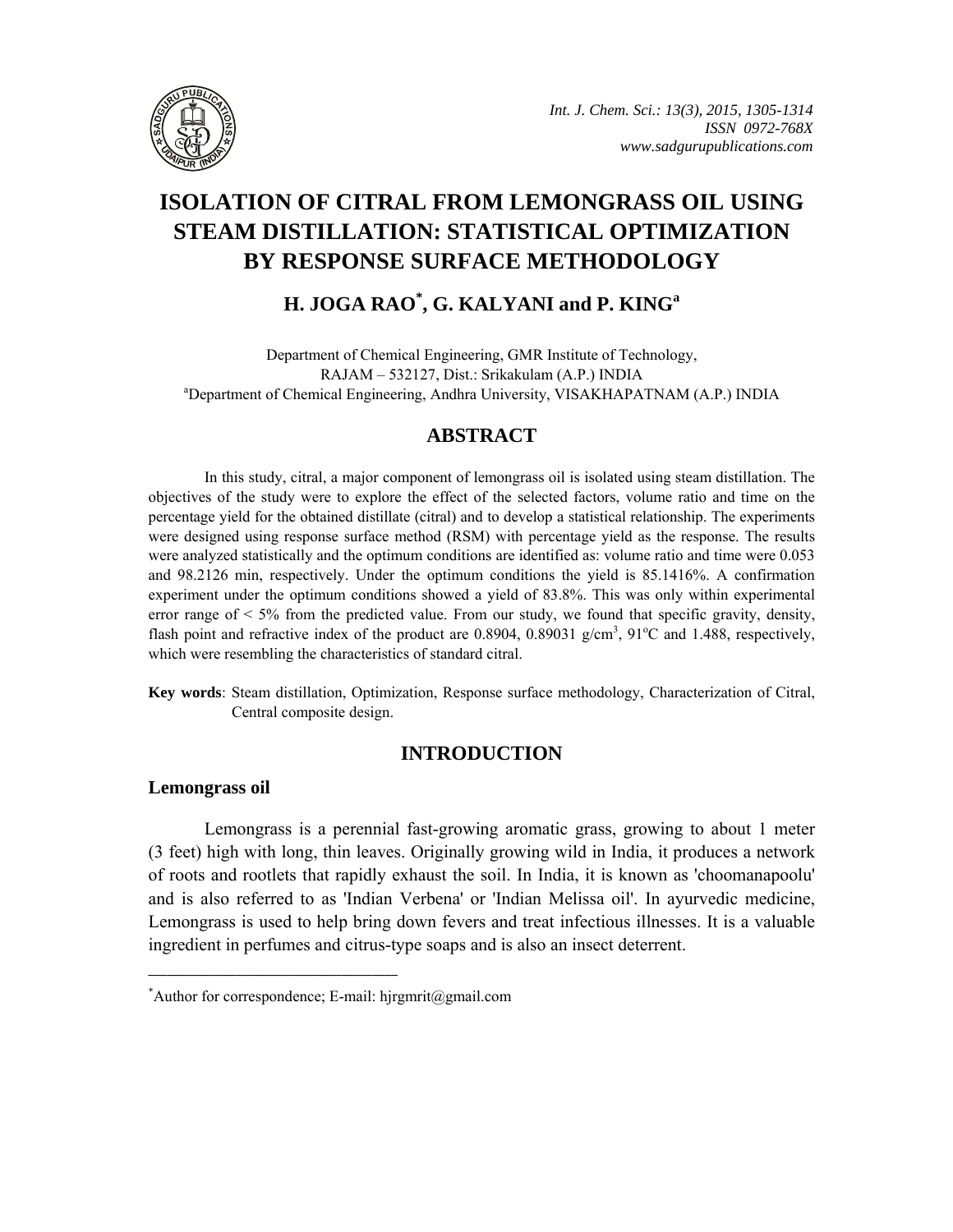# ISOLATION OF CITRAL FROM LEMONGRASS OIL USING STEAM DISTILLATION: STATISTICAL OPTIMIZATION BY RESPONSE SURFACE METHODOLOGY

## H. JOGA RAO[*], G. KALYANI and P. KING[a]

Department of Chemical Engineering, GMR Institute of Technology, RAJAM – 532127, Dist.: Srikakulam (A.P.) INDIA
[a]Department of Chemical Engineering, Andhra University, VISAKHAPATNAM (A.P.) INDIA

## ABSTRACT

In this study, citral, a major component of lemongrass oil is isolated using steam distillation. The objectives of the study were to explore the effect of the selected factors, volume ratio and time on the percentage yield for the obtained distillate (citral) and to develop a statistical relationship. The experiments were designed using response surface method (RSM) with percentage yield as the response. The results were analyzed statistically and the optimum conditions are identified as: volume ratio and time were 0.053 and 98.2126 min, respectively. Under the optimum conditions the yield is 85.1416%. A confirmation experiment under the optimum conditions showed a yield of 83.8%. This was only within experimental error range of < 5% from the predicted value. From our study, we found that specific gravity, density, flash point and refractive index of the product are 0.8904, 0.89031 g/cm$^3$, 91°C and 1.488, respectively, which were resembling the characteristics of standard citral.

**Key words**: Steam distillation, Optimization, Response surface methodology, Characterization of Citral, Central composite design.

## INTRODUCTION

### Lemongrass oil

Lemongrass is a perennial fast-growing aromatic grass, growing to about 1 meter (3 feet) high with long, thin leaves. Originally growing wild in India, it produces a network of roots and rootlets that rapidly exhaust the soil. In India, it is known as 'choomanapoolu' and is also referred to as 'Indian Verbena' or 'Indian Melissa oil'. In ayurvedic medicine, Lemongrass is used to help bring down fevers and treat infectious illnesses. It is a valuable ingredient in perfumes and citrus-type soaps and is also an insect deterrent.

---

[*]Author for correspondence; E-mail: hjrgmrit@gmail.com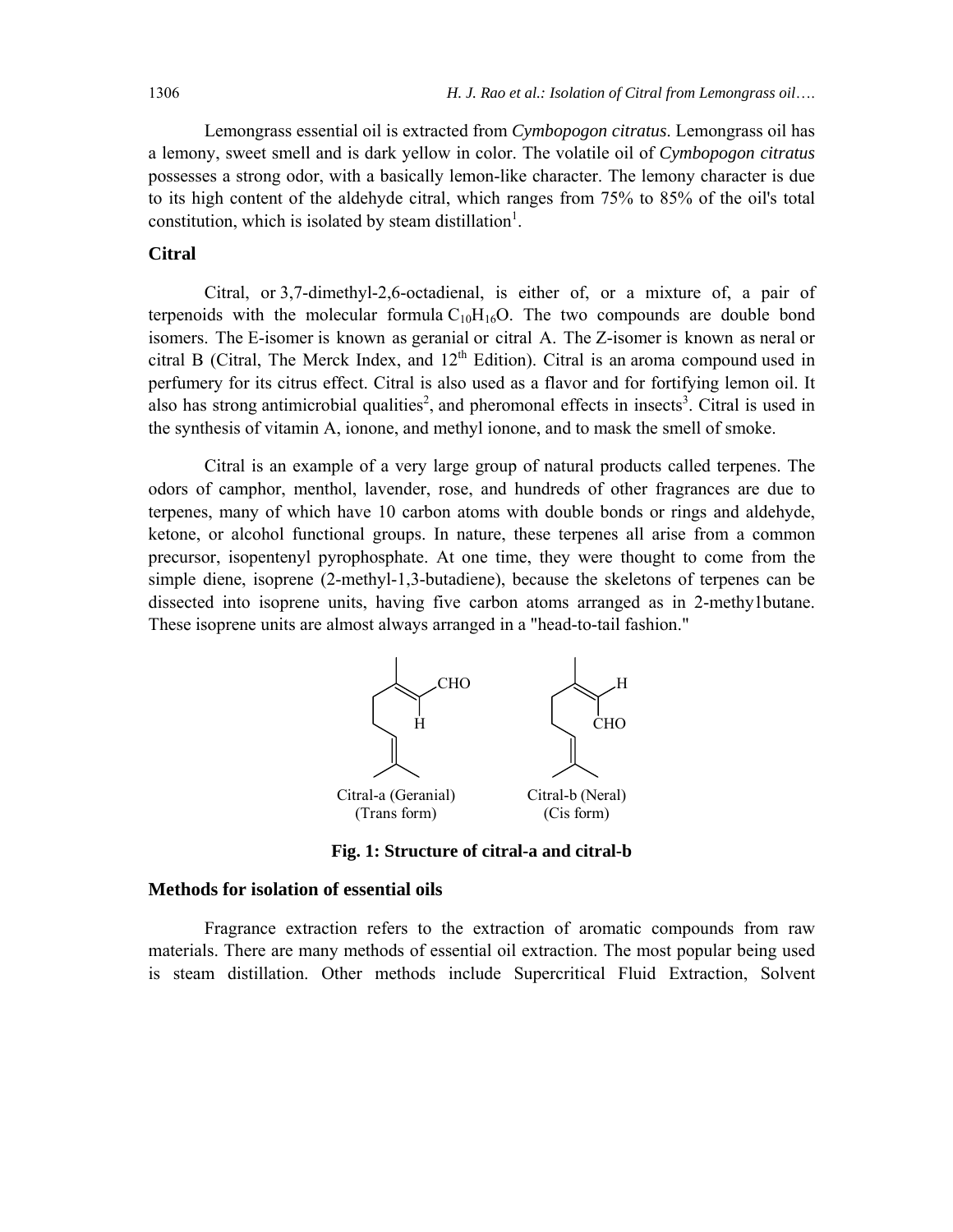Lemongrass essential oil is extracted from *Cymbopogon citratus*. Lemongrass oil has a lemony, sweet smell and is dark yellow in color. The volatile oil of *Cymbopogon citratus* possesses a strong odor, with a basically lemon-like character. The lemony character is due to its high content of the aldehyde citral, which ranges from 75% to 85% of the oil's total constitution, which is isolated by steam distillation[1].

## Citral

Citral, or 3,7-dimethyl-2,6-octadienal, is either of, or a mixture of, a pair of terpenoids with the molecular formula $C_{10}H_{16}O$. The two compounds are double bond isomers. The E-isomer is known as geranial or citral A. The Z-isomer is known as neral or citral B (Citral, The Merck Index, and 12th Edition). Citral is an aroma compound used in perfumery for its citrus effect. Citral is also used as a flavor and for fortifying lemon oil. It also has strong antimicrobial qualities[2], and pheromonal effects in insects[3]. Citral is used in the synthesis of vitamin A, ionone, and methyl ionone, and to mask the smell of smoke.

Citral is an example of a very large group of natural products called terpenes. The odors of camphor, menthol, lavender, rose, and hundreds of other fragrances are due to terpenes, many of which have 10 carbon atoms with double bonds or rings and aldehyde, ketone, or alcohol functional groups. In nature, these terpenes all arise from a common precursor, isopentenyl pyrophosphate. At one time, they were thought to come from the simple diene, isoprene (2-methyl-1,3-butadiene), because the skeletons of terpenes can be dissected into isoprene units, having five carbon atoms arranged as in 2-methy1butane. These isoprene units are almost always arranged in a "head-to-tail fashion."

Citral-a (Geranial) (Trans form) — Citral-b (Neral) (Cis form)

**Fig. 1: Structure of citral-a and citral-b**

## Methods for isolation of essential oils

Fragrance extraction refers to the extraction of aromatic compounds from raw materials. There are many methods of essential oil extraction. The most popular being used is steam distillation. Other methods include Supercritical Fluid Extraction, Solvent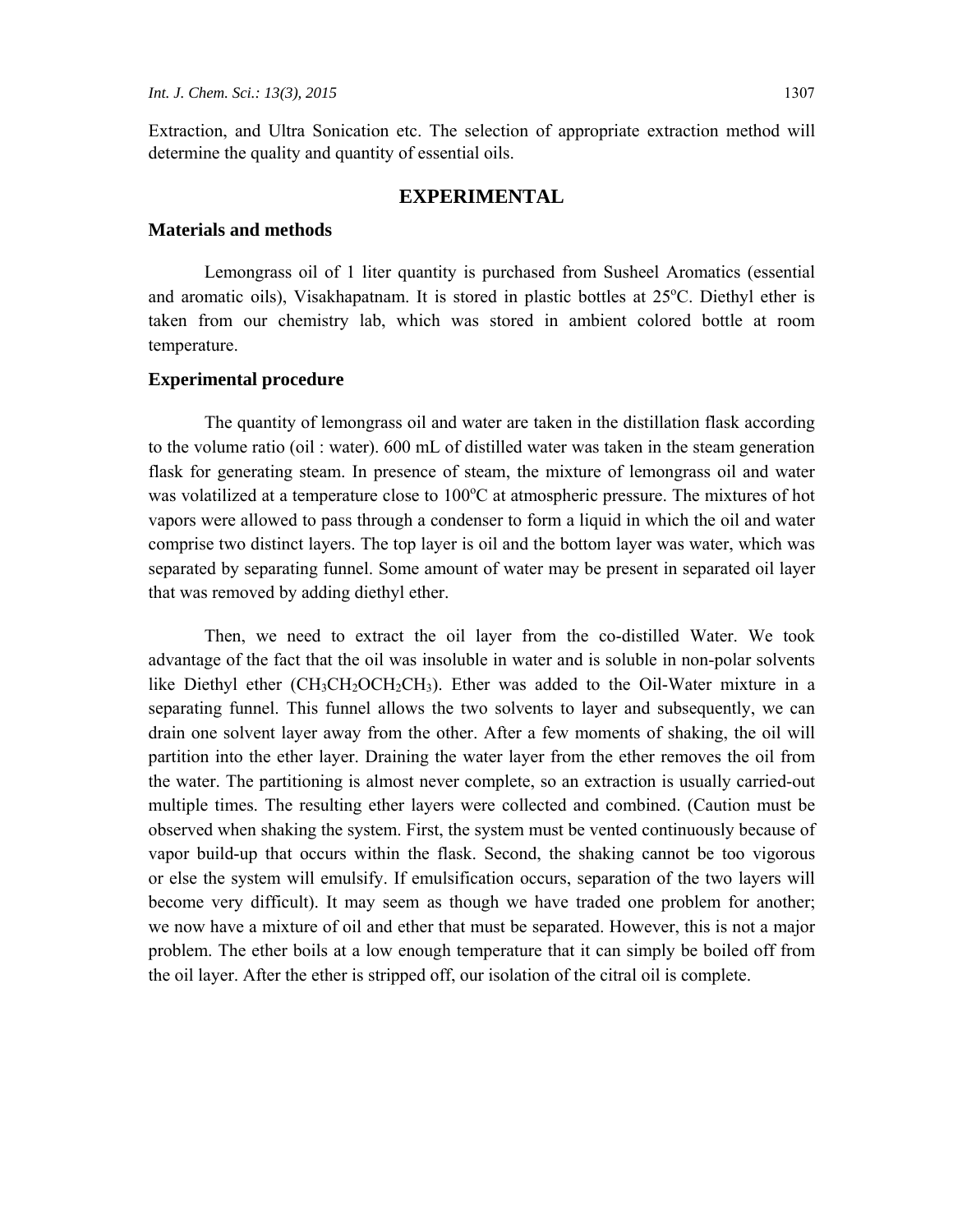Extraction, and Ultra Sonication etc. The selection of appropriate extraction method will determine the quality and quantity of essential oils.

## EXPERIMENTAL

### Materials and methods

Lemongrass oil of 1 liter quantity is purchased from Susheel Aromatics (essential and aromatic oils), Visakhapatnam. It is stored in plastic bottles at 25$^o$C. Diethyl ether is taken from our chemistry lab, which was stored in ambient colored bottle at room temperature.

### Experimental procedure

The quantity of lemongrass oil and water are taken in the distillation flask according to the volume ratio (oil : water). 600 mL of distilled water was taken in the steam generation flask for generating steam. In presence of steam, the mixture of lemongrass oil and water was volatilized at a temperature close to 100$^o$C at atmospheric pressure. The mixtures of hot vapors were allowed to pass through a condenser to form a liquid in which the oil and water comprise two distinct layers. The top layer is oil and the bottom layer was water, which was separated by separating funnel. Some amount of water may be present in separated oil layer that was removed by adding diethyl ether.

Then, we need to extract the oil layer from the co-distilled Water. We took advantage of the fact that the oil was insoluble in water and is soluble in non-polar solvents like Diethyl ether ($CH_3CH_2OCH_2CH_3$). Ether was added to the Oil-Water mixture in a separating funnel. This funnel allows the two solvents to layer and subsequently, we can drain one solvent layer away from the other. After a few moments of shaking, the oil will partition into the ether layer. Draining the water layer from the ether removes the oil from the water. The partitioning is almost never complete, so an extraction is usually carried-out multiple times. The resulting ether layers were collected and combined. (Caution must be observed when shaking the system. First, the system must be vented continuously because of vapor build-up that occurs within the flask. Second, the shaking cannot be too vigorous or else the system will emulsify. If emulsification occurs, separation of the two layers will become very difficult). It may seem as though we have traded one problem for another; we now have a mixture of oil and ether that must be separated. However, this is not a major problem. The ether boils at a low enough temperature that it can simply be boiled off from the oil layer. After the ether is stripped off, our isolation of the citral oil is complete.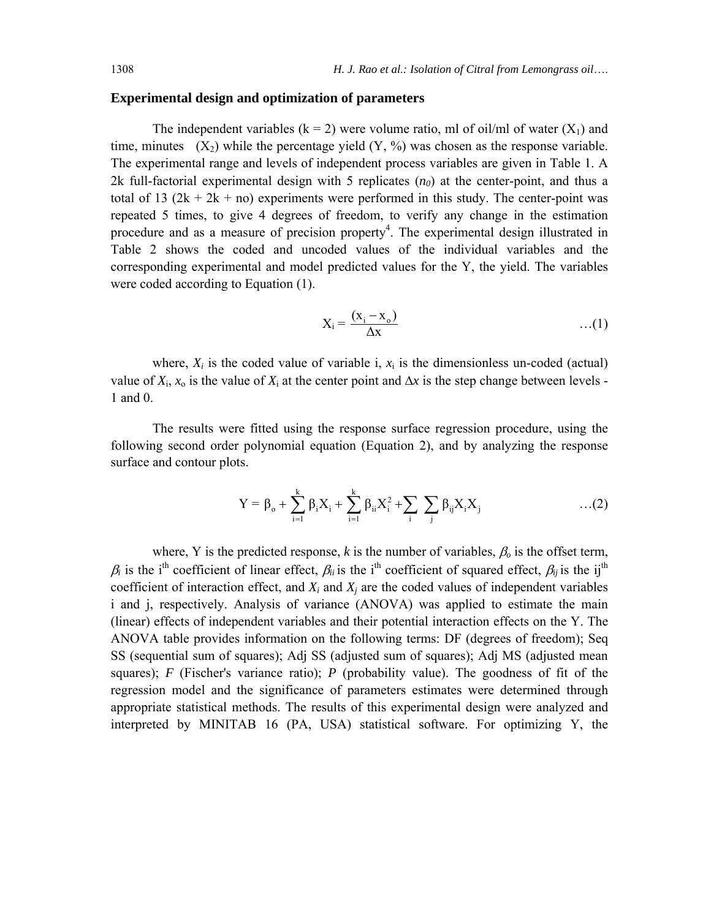### Experimental design and optimization of parameters

The independent variables (k = 2) were volume ratio, ml of oil/ml of water ($X_1$) and time, minutes ($X_2$) while the percentage yield (Y, %) was chosen as the response variable. The experimental range and levels of independent process variables are given in Table 1. A 2k full-factorial experimental design with 5 replicates ($n_0$) at the center-point, and thus a total of 13 (2k + 2k + no) experiments were performed in this study. The center-point was repeated 5 times, to give 4 degrees of freedom, to verify any change in the estimation procedure and as a measure of precision property[4]. The experimental design illustrated in Table 2 shows the coded and uncoded values of the individual variables and the corresponding experimental and model predicted values for the Y, the yield. The variables were coded according to Equation (1).

$$X_i = \frac{(x_i - x_o)}{\Delta x} \qquad \ldots(1)$$

where, $X_i$ is the coded value of variable i, $x_i$ is the dimensionless un-coded (actual) value of $X_i$, $x_o$ is the value of $X_i$ at the center point and $\Delta x$ is the step change between levels -1 and 0.

The results were fitted using the response surface regression procedure, using the following second order polynomial equation (Equation 2), and by analyzing the response surface and contour plots.

$$Y = \beta_o + \sum_{i=1}^{k} \beta_i X_i + \sum_{i=1}^{k} \beta_{ii} X_i^2 + \sum_{i} \sum_{j} \beta_{ij} X_i X_j \qquad \ldots(2)$$

where, Y is the predicted response, $k$ is the number of variables, $\beta_o$ is the offset term, $\beta_i$ is the i[th] coefficient of linear effect, $\beta_{ii}$ is the i[th] coefficient of squared effect, $\beta_{ij}$ is the ij[th] coefficient of interaction effect, and $X_i$ and $X_j$ are the coded values of independent variables i and j, respectively. Analysis of variance (ANOVA) was applied to estimate the main (linear) effects of independent variables and their potential interaction effects on the Y. The ANOVA table provides information on the following terms: DF (degrees of freedom); Seq SS (sequential sum of squares); Adj SS (adjusted sum of squares); Adj MS (adjusted mean squares); *F* (Fischer's variance ratio); *P* (probability value). The goodness of fit of the regression model and the significance of parameters estimates were determined through appropriate statistical methods. The results of this experimental design were analyzed and interpreted by MINITAB 16 (PA, USA) statistical software. For optimizing Y, the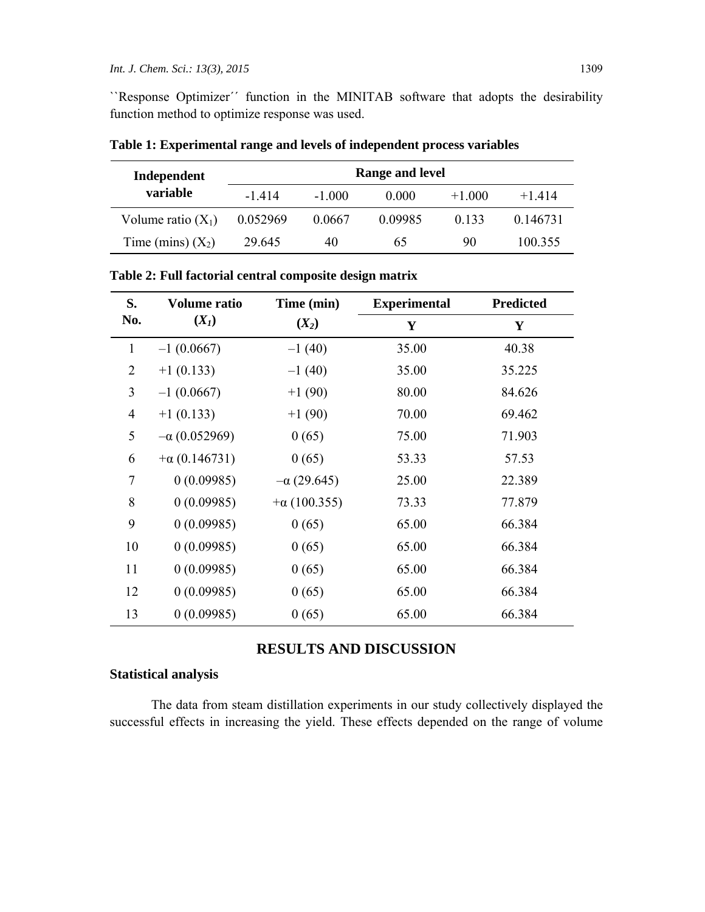``Response Optimizer´´ function in the MINITAB software that adopts the desirability function method to optimize response was used.

**Table 1: Experimental range and levels of independent process variables**

| Independent variable | Range and level | | | | |
|---|---|---|---|---|---|
| | -1.414 | -1.000 | 0.000 | +1.000 | +1.414 |
| Volume ratio ($X_1$) | 0.052969 | 0.0667 | 0.09985 | 0.133 | 0.146731 |
| Time (mins) ($X_2$) | 29.645 | 40 | 65 | 90 | 100.355 |

**Table 2: Full factorial central composite design matrix**

| S. No. | Volume ratio ($X_1$) | Time (min) ($X_2$) | Experimental | Predicted |
|---|---|---|---|---|
| | | | Y | Y |
| 1 | –1 (0.0667) | –1 (40) | 35.00 | 40.38 |
| 2 | +1 (0.133) | –1 (40) | 35.00 | 35.225 |
| 3 | –1 (0.0667) | +1 (90) | 80.00 | 84.626 |
| 4 | +1 (0.133) | +1 (90) | 70.00 | 69.462 |
| 5 | $-\alpha$ (0.052969) | 0 (65) | 75.00 | 71.903 |
| 6 | $+\alpha$ (0.146731) | 0 (65) | 53.33 | 57.53 |
| 7 | 0 (0.09985) | $-\alpha$ (29.645) | 25.00 | 22.389 |
| 8 | 0 (0.09985) | $+\alpha$ (100.355) | 73.33 | 77.879 |
| 9 | 0 (0.09985) | 0 (65) | 65.00 | 66.384 |
| 10 | 0 (0.09985) | 0 (65) | 65.00 | 66.384 |
| 11 | 0 (0.09985) | 0 (65) | 65.00 | 66.384 |
| 12 | 0 (0.09985) | 0 (65) | 65.00 | 66.384 |
| 13 | 0 (0.09985) | 0 (65) | 65.00 | 66.384 |

## RESULTS AND DISCUSSION

### Statistical analysis

The data from steam distillation experiments in our study collectively displayed the successful effects in increasing the yield. These effects depended on the range of volume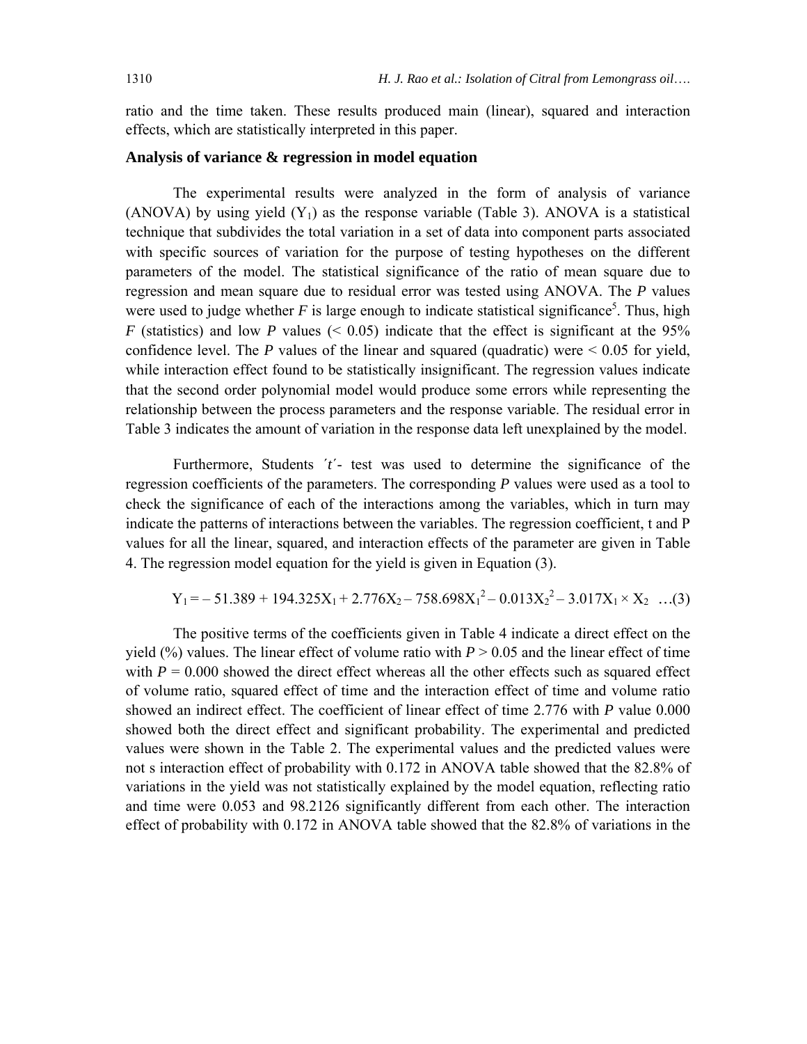ratio and the time taken. These results produced main (linear), squared and interaction effects, which are statistically interpreted in this paper.

### Analysis of variance & regression in model equation

The experimental results were analyzed in the form of analysis of variance (ANOVA) by using yield ($Y_1$) as the response variable (Table 3). ANOVA is a statistical technique that subdivides the total variation in a set of data into component parts associated with specific sources of variation for the purpose of testing hypotheses on the different parameters of the model. The statistical significance of the ratio of mean square due to regression and mean square due to residual error was tested using ANOVA. The *P* values were used to judge whether *F* is large enough to indicate statistical significance[5]. Thus, high *F* (statistics) and low *P* values ($< 0.05$) indicate that the effect is significant at the 95% confidence level. The *P* values of the linear and squared (quadratic) were $< 0.05$ for yield, while interaction effect found to be statistically insignificant. The regression values indicate that the second order polynomial model would produce some errors while representing the relationship between the process parameters and the response variable. The residual error in Table 3 indicates the amount of variation in the response data left unexplained by the model.

Furthermore, Students ´*t*´- test was used to determine the significance of the regression coefficients of the parameters. The corresponding *P* values were used as a tool to check the significance of each of the interactions among the variables, which in turn may indicate the patterns of interactions between the variables. The regression coefficient, t and P values for all the linear, squared, and interaction effects of the parameter are given in Table 4. The regression model equation for the yield is given in Equation (3).

$$Y_1 = -51.389 + 194.325X_1 + 2.776X_2 - 758.698X_1^2 - 0.013X_2^2 - 3.017X_1 \times X_2 \quad \ldots(3)$$

The positive terms of the coefficients given in Table 4 indicate a direct effect on the yield (%) values. The linear effect of volume ratio with $P > 0.05$ and the linear effect of time with $P = 0.000$ showed the direct effect whereas all the other effects such as squared effect of volume ratio, squared effect of time and the interaction effect of time and volume ratio showed an indirect effect. The coefficient of linear effect of time 2.776 with *P* value 0.000 showed both the direct effect and significant probability. The experimental and predicted values were shown in the Table 2. The experimental values and the predicted values were not s interaction effect of probability with 0.172 in ANOVA table showed that the 82.8% of variations in the yield was not statistically explained by the model equation, reflecting ratio and time were 0.053 and 98.2126 significantly different from each other. The interaction effect of probability with 0.172 in ANOVA table showed that the 82.8% of variations in the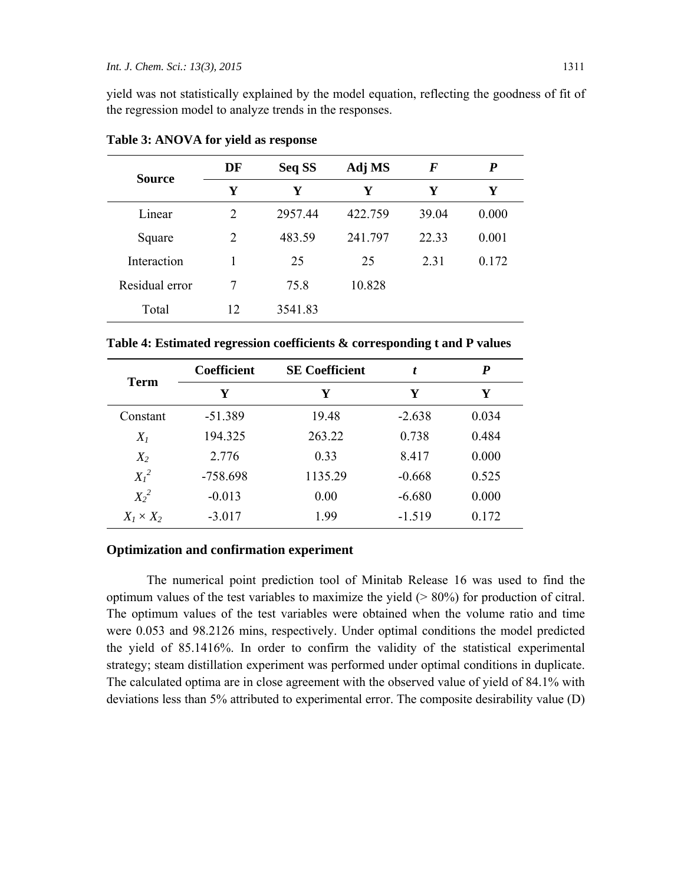yield was not statistically explained by the model equation, reflecting the goodness of fit of the regression model to analyze trends in the responses.

**Table 3: ANOVA for yield as response**

| Source | DF | Seq SS | Adj MS | *F* | *P* |
|---|---|---|---|---|---|
| | Y | Y | Y | Y | Y |
| Linear | 2 | 2957.44 | 422.759 | 39.04 | 0.000 |
| Square | 2 | 483.59 | 241.797 | 22.33 | 0.001 |
| Interaction | 1 | 25 | 25 | 2.31 | 0.172 |
| Residual error | 7 | 75.8 | 10.828 | | |
| Total | 12 | 3541.83 | | | |

**Table 4: Estimated regression coefficients & corresponding t and P values**

| Term | Coefficient | SE Coefficient | *t* | *P* |
|---|---|---|---|---|
| | Y | Y | Y | Y |
| Constant | -51.389 | 19.48 | -2.638 | 0.034 |
| $X_1$ | 194.325 | 263.22 | 0.738 | 0.484 |
| $X_2$ | 2.776 | 0.33 | 8.417 | 0.000 |
| $X_1^2$ | -758.698 | 1135.29 | -0.668 | 0.525 |
| $X_2^2$ | -0.013 | 0.00 | -6.680 | 0.000 |
| $X_1 \times X_2$ | -3.017 | 1.99 | -1.519 | 0.172 |

### Optimization and confirmation experiment

The numerical point prediction tool of Minitab Release 16 was used to find the optimum values of the test variables to maximize the yield (> 80%) for production of citral. The optimum values of the test variables were obtained when the volume ratio and time were 0.053 and 98.2126 mins, respectively. Under optimal conditions the model predicted the yield of 85.1416%. In order to confirm the validity of the statistical experimental strategy; steam distillation experiment was performed under optimal conditions in duplicate. The calculated optima are in close agreement with the observed value of yield of 84.1% with deviations less than 5% attributed to experimental error. The composite desirability value (D)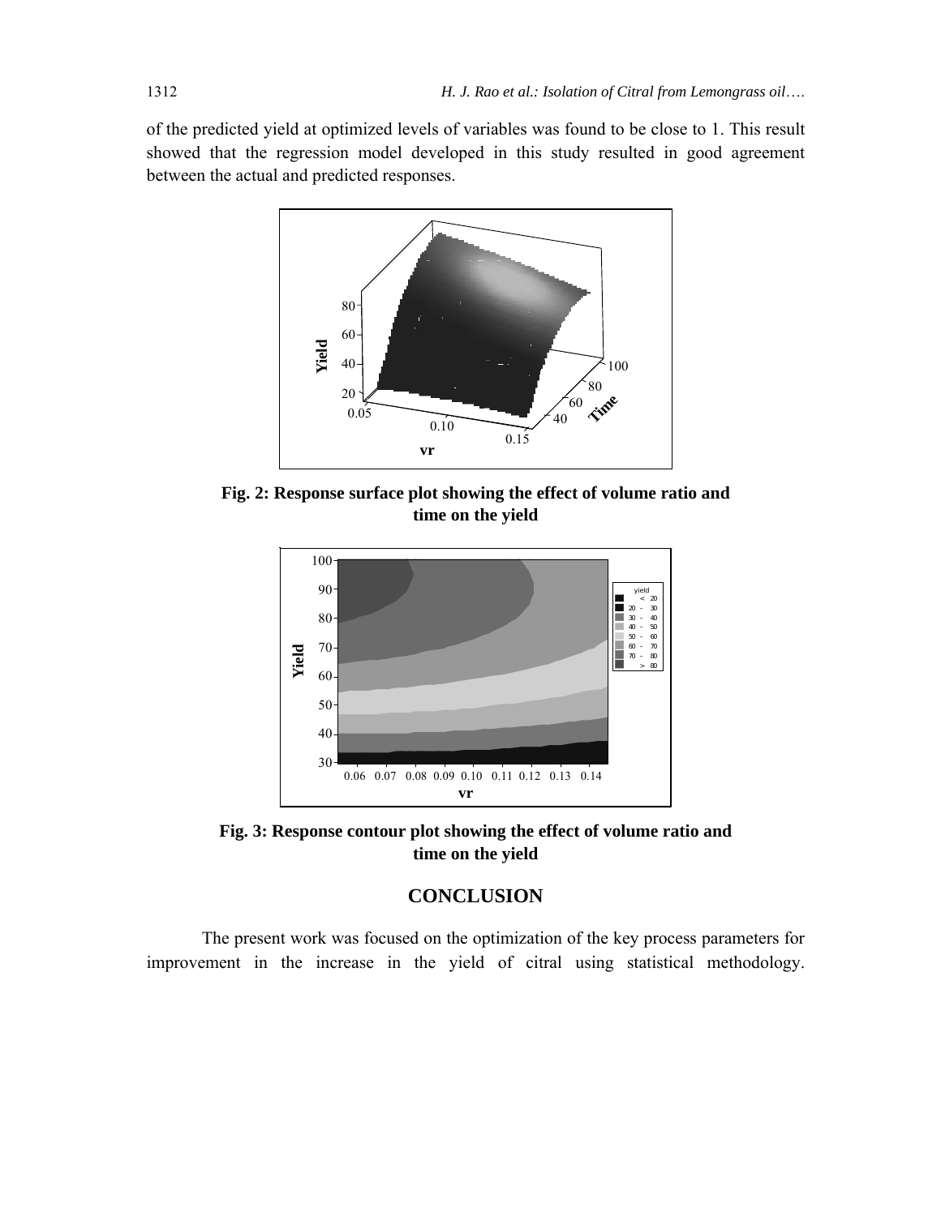of the predicted yield at optimized levels of variables was found to be close to 1. This result showed that the regression model developed in this study resulted in good agreement between the actual and predicted responses.

**Fig. 2: Response surface plot showing the effect of volume ratio and time on the yield**

**Fig. 3: Response contour plot showing the effect of volume ratio and time on the yield**

## CONCLUSION

The present work was focused on the optimization of the key process parameters for improvement in the increase in the yield of citral using statistical methodology.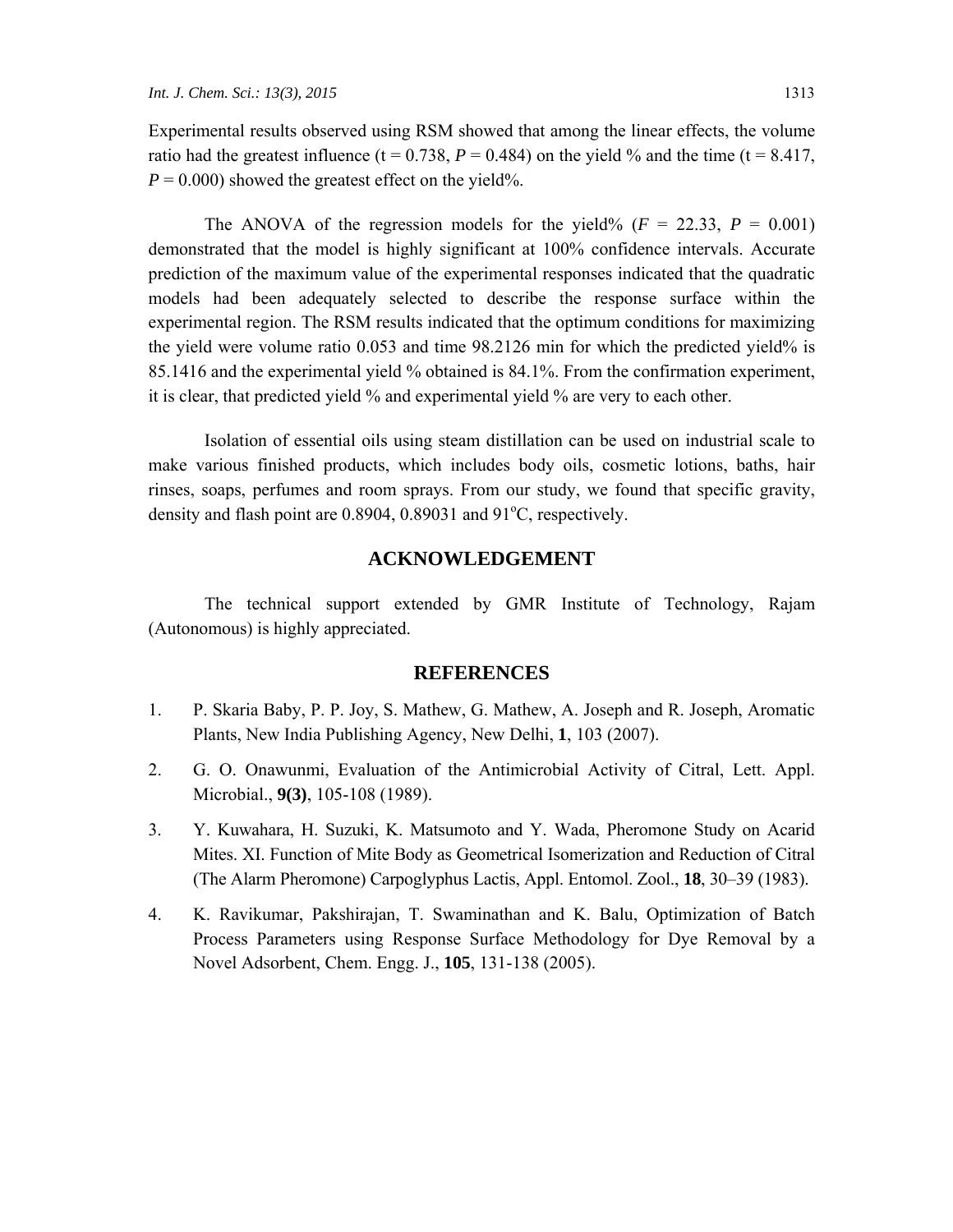Experimental results observed using RSM showed that among the linear effects, the volume ratio had the greatest influence (t = 0.738, $P = 0.484$) on the yield % and the time (t = 8.417, $P = 0.000$) showed the greatest effect on the yield%.

The ANOVA of the regression models for the yield% ($F = 22.33$, $P = 0.001$) demonstrated that the model is highly significant at 100% confidence intervals. Accurate prediction of the maximum value of the experimental responses indicated that the quadratic models had been adequately selected to describe the response surface within the experimental region. The RSM results indicated that the optimum conditions for maximizing the yield were volume ratio 0.053 and time 98.2126 min for which the predicted yield% is 85.1416 and the experimental yield % obtained is 84.1%. From the confirmation experiment, it is clear, that predicted yield % and experimental yield % are very to each other.

Isolation of essential oils using steam distillation can be used on industrial scale to make various finished products, which includes body oils, cosmetic lotions, baths, hair rinses, soaps, perfumes and room sprays. From our study, we found that specific gravity, density and flash point are 0.8904, 0.89031 and 91°C, respectively.

## ACKNOWLEDGEMENT

The technical support extended by GMR Institute of Technology, Rajam (Autonomous) is highly appreciated.

## REFERENCES

1. P. Skaria Baby, P. P. Joy, S. Mathew, G. Mathew, A. Joseph and R. Joseph, Aromatic Plants, New India Publishing Agency, New Delhi, **1**, 103 (2007).
2. G. O. Onawunmi, Evaluation of the Antimicrobial Activity of Citral, Lett. Appl. Microbial., **9(3)**, 105-108 (1989).
3. Y. Kuwahara, H. Suzuki, K. Matsumoto and Y. Wada, Pheromone Study on Acarid Mites. XI. Function of Mite Body as Geometrical Isomerization and Reduction of Citral (The Alarm Pheromone) Carpoglyphus Lactis, Appl. Entomol. Zool., **18**, 30–39 (1983).
4. K. Ravikumar, Pakshirajan, T. Swaminathan and K. Balu, Optimization of Batch Process Parameters using Response Surface Methodology for Dye Removal by a Novel Adsorbent, Chem. Engg. J., **105**, 131-138 (2005).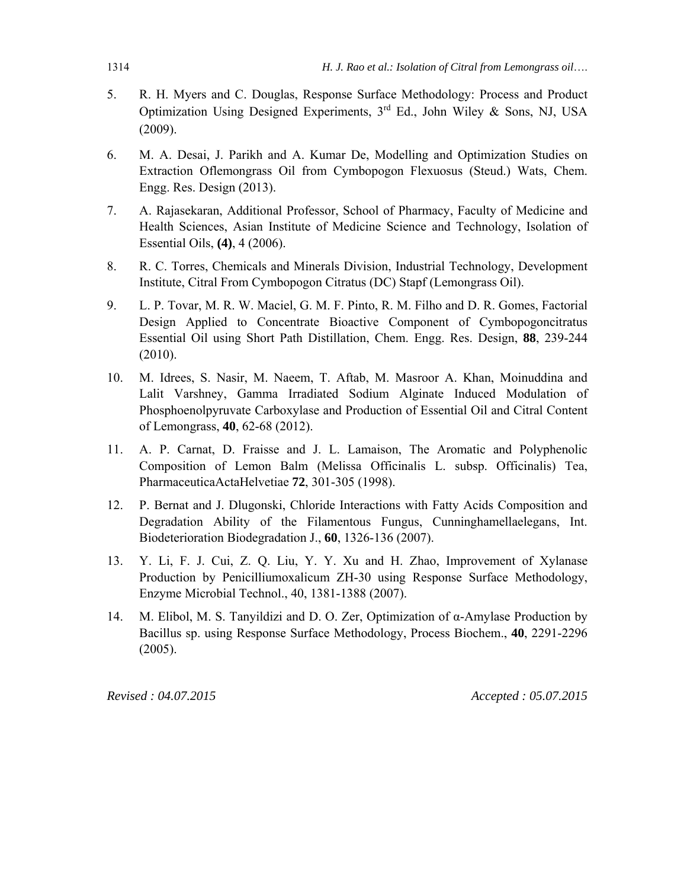5. R. H. Myers and C. Douglas, Response Surface Methodology: Process and Product Optimization Using Designed Experiments, 3rd Ed., John Wiley & Sons, NJ, USA (2009).

6. M. A. Desai, J. Parikh and A. Kumar De, Modelling and Optimization Studies on Extraction Oflemongrass Oil from Cymbopogon Flexuosus (Steud.) Wats, Chem. Engg. Res. Design (2013).

7. A. Rajasekaran, Additional Professor, School of Pharmacy, Faculty of Medicine and Health Sciences, Asian Institute of Medicine Science and Technology, Isolation of Essential Oils, **(4)**, 4 (2006).

8. R. C. Torres, Chemicals and Minerals Division, Industrial Technology, Development Institute, Citral From Cymbopogon Citratus (DC) Stapf (Lemongrass Oil).

9. L. P. Tovar, M. R. W. Maciel, G. M. F. Pinto, R. M. Filho and D. R. Gomes, Factorial Design Applied to Concentrate Bioactive Component of Cymbopogoncitratus Essential Oil using Short Path Distillation, Chem. Engg. Res. Design, **88**, 239-244 (2010).

10. M. Idrees, S. Nasir, M. Naeem, T. Aftab, M. Masroor A. Khan, Moinuddina and Lalit Varshney, Gamma Irradiated Sodium Alginate Induced Modulation of Phosphoenolpyruvate Carboxylase and Production of Essential Oil and Citral Content of Lemongrass, **40**, 62-68 (2012).

11. A. P. Carnat, D. Fraisse and J. L. Lamaison, The Aromatic and Polyphenolic Composition of Lemon Balm (Melissa Officinalis L. subsp. Officinalis) Tea, PharmaceuticaActaHelvetiae **72**, 301-305 (1998).

12. P. Bernat and J. Dlugonski, Chloride Interactions with Fatty Acids Composition and Degradation Ability of the Filamentous Fungus, Cunninghamellaelegans, Int. Biodeterioration Biodegradation J., **60**, 1326-136 (2007).

13. Y. Li, F. J. Cui, Z. Q. Liu, Y. Y. Xu and H. Zhao, Improvement of Xylanase Production by Penicilliumoxalicum ZH-30 using Response Surface Methodology, Enzyme Microbial Technol., 40, 1381-1388 (2007).

14. M. Elibol, M. S. Tanyildizi and D. O. Zer, Optimization of α-Amylase Production by Bacillus sp. using Response Surface Methodology, Process Biochem., **40**, 2291-2296 (2005).

*Revised : 04.07.2015* *Accepted : 05.07.2015*